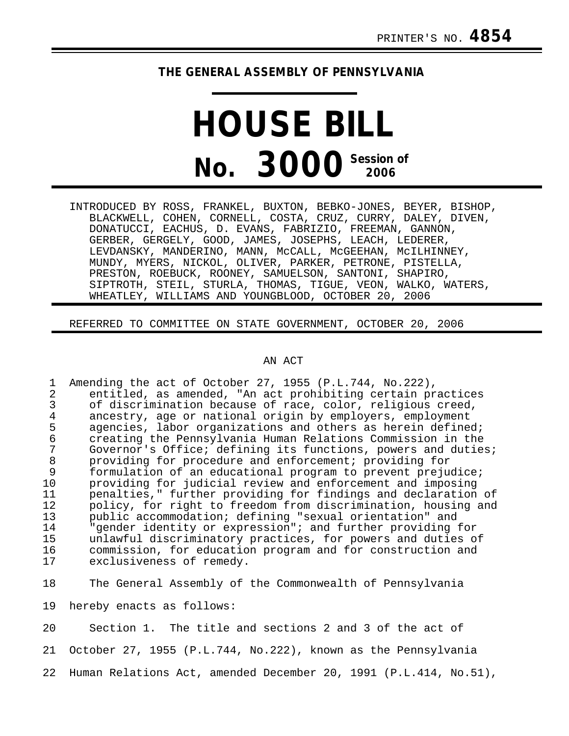PRINTER'S NO. **4854**

**THE GENERAL ASSEMBLY OF PENNSYLVANIA**

# HOUSE BILL

# No. 3000 Session of 2006

INTRODUCED BY ROSS, FRANKEL, BUXTON, BEBKO-JONES, BEYER, BISHOP, BLACKWELL, COHEN, CORNELL, COSTA, CRUZ, CURRY, DALEY, DIVEN, DONATUCCI, EACHUS, D. EVANS, FABRIZIO, FREEMAN, GANNON, GERBER, GERGELY, GOOD, JAMES, JOSEPHS, LEACH, LEDERER, LEVDANSKY, MANDERINO, MANN, McCALL, McGEEHAN, McILHINNEY, MUNDY, MYERS, NICKOL, OLIVER, PARKER, PETRONE, PISTELLA, PRESTON, ROEBUCK, ROONEY, SAMUELSON, SANTONI, SHAPIRO, SIPTROTH, STEIL, STURLA, THOMAS, TIGUE, VEON, WALKO, WATERS, WHEATLEY, WILLIAMS AND YOUNGBLOOD, OCTOBER 20, 2006

REFERRED TO COMMITTEE ON STATE GOVERNMENT, OCTOBER 20, 2006

AN ACT

1 Amending the act of October 27, 1955 (P.L.744, No.222),
2 entitled, as amended, "An act prohibiting certain practices
3 of discrimination because of race, color, religious creed,
4 ancestry, age or national origin by employers, employment
5 agencies, labor organizations and others as herein defined;
6 creating the Pennsylvania Human Relations Commission in the
7 Governor's Office; defining its functions, powers and duties;
8 providing for procedure and enforcement; providing for
9 formulation of an educational program to prevent prejudice;
10 providing for judicial review and enforcement and imposing
11 penalties," further providing for findings and declaration of
12 policy, for right to freedom from discrimination, housing and
13 public accommodation; defining "sexual orientation" and
14 "gender identity or expression"; and further providing for
15 unlawful discriminatory practices, for powers and duties of
16 commission, for education program and for construction and
17 exclusiveness of remedy.

18 The General Assembly of the Commonwealth of Pennsylvania
19 hereby enacts as follows:

20 Section 1. The title and sections 2 and 3 of the act of
21 October 27, 1955 (P.L.744, No.222), known as the Pennsylvania
22 Human Relations Act, amended December 20, 1991 (P.L.414, No.51),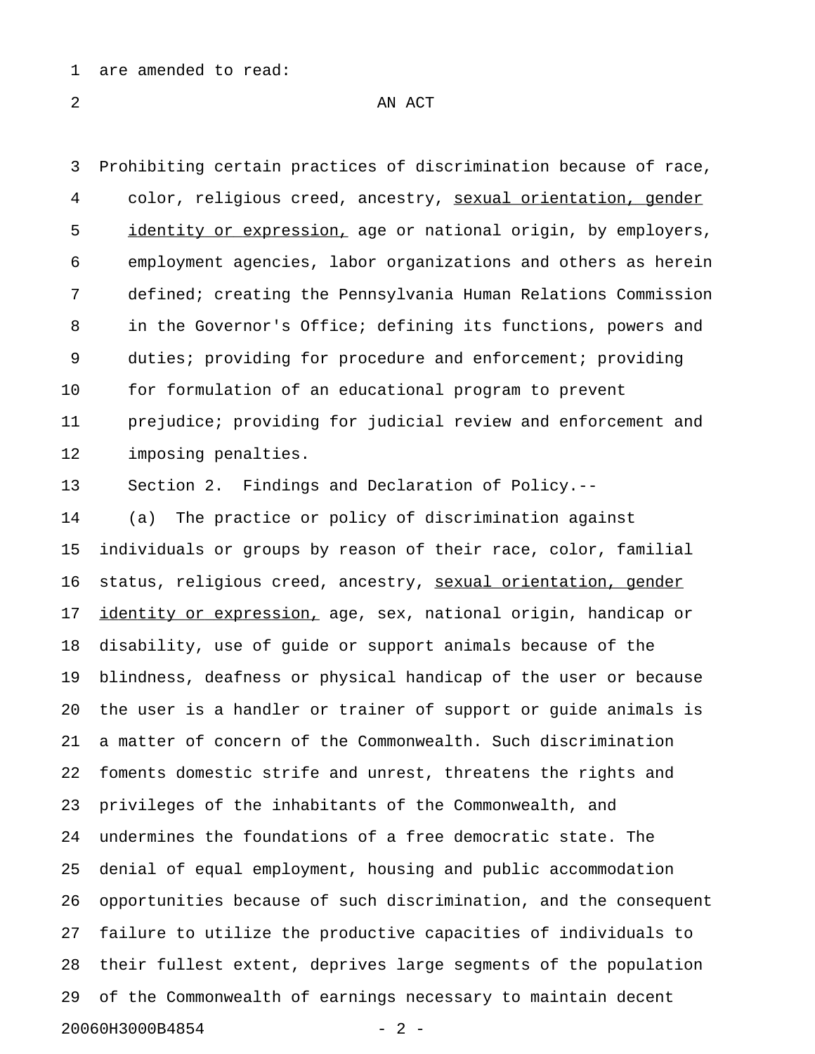are amended to read:

AN ACT

Prohibiting certain practices of discrimination because of race, color, religious creed, ancestry, <u>sexual orientation, gender identity or expression,</u> age or national origin, by employers, employment agencies, labor organizations and others as herein defined; creating the Pennsylvania Human Relations Commission in the Governor's Office; defining its functions, powers and duties; providing for procedure and enforcement; providing for formulation of an educational program to prevent prejudice; providing for judicial review and enforcement and imposing penalties.

Section 2. Findings and Declaration of Policy.--

(a) The practice or policy of discrimination against individuals or groups by reason of their race, color, familial status, religious creed, ancestry, <u>sexual orientation, gender identity or expression,</u> age, sex, national origin, handicap or disability, use of guide or support animals because of the blindness, deafness or physical handicap of the user or because the user is a handler or trainer of support or guide animals is a matter of concern of the Commonwealth. Such discrimination foments domestic strife and unrest, threatens the rights and privileges of the inhabitants of the Commonwealth, and undermines the foundations of a free democratic state. The denial of equal employment, housing and public accommodation opportunities because of such discrimination, and the consequent failure to utilize the productive capacities of individuals to their fullest extent, deprives large segments of the population of the Commonwealth of earnings necessary to maintain decent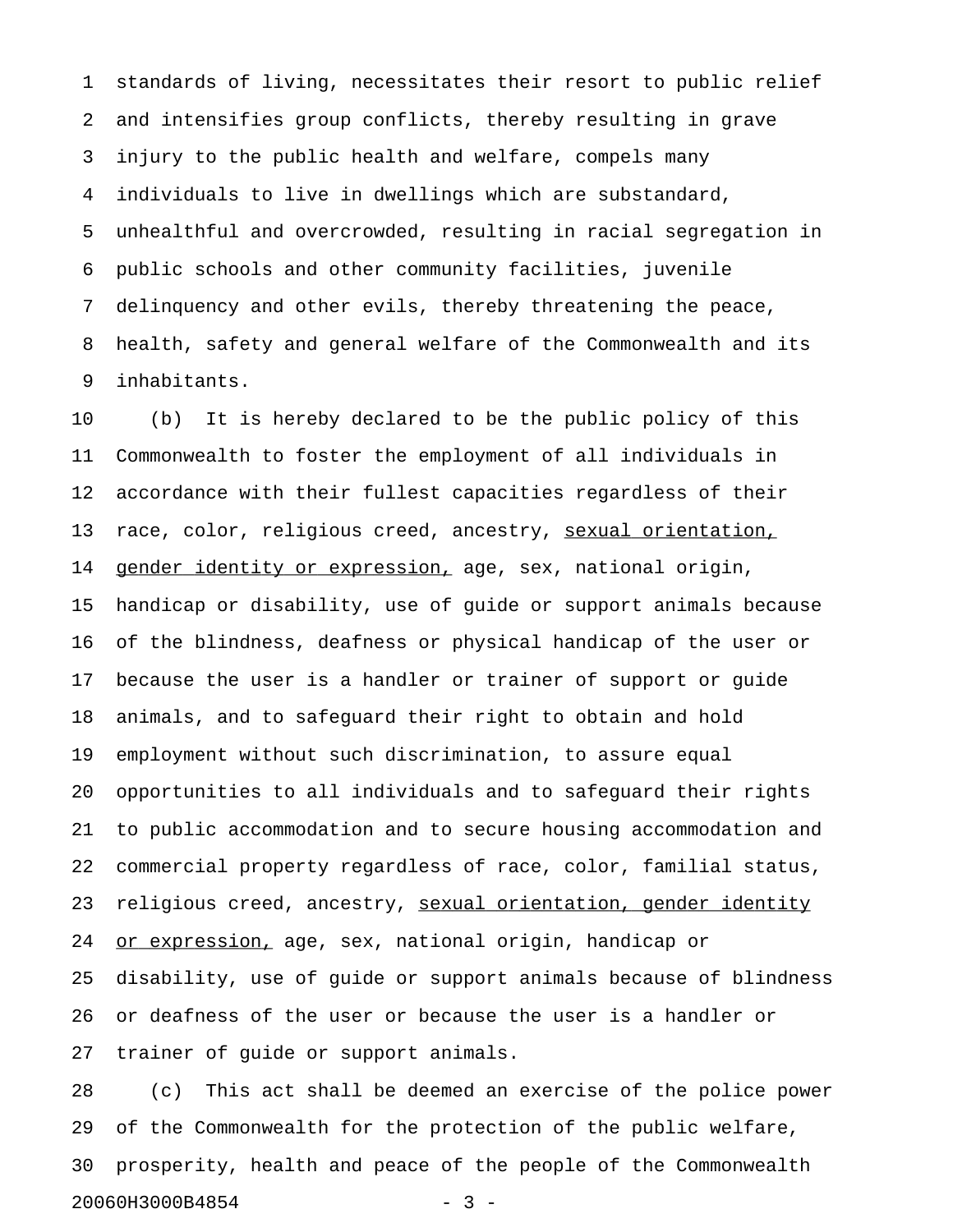standards of living, necessitates their resort to public relief and intensifies group conflicts, thereby resulting in grave injury to the public health and welfare, compels many individuals to live in dwellings which are substandard, unhealthful and overcrowded, resulting in racial segregation in public schools and other community facilities, juvenile delinquency and other evils, thereby threatening the peace, health, safety and general welfare of the Commonwealth and its inhabitants.

(b) It is hereby declared to be the public policy of this Commonwealth to foster the employment of all individuals in accordance with their fullest capacities regardless of their race, color, religious creed, ancestry, <u>sexual orientation, gender identity or expression,</u> age, sex, national origin, handicap or disability, use of guide or support animals because of the blindness, deafness or physical handicap of the user or because the user is a handler or trainer of support or guide animals, and to safeguard their right to obtain and hold employment without such discrimination, to assure equal opportunities to all individuals and to safeguard their rights to public accommodation and to secure housing accommodation and commercial property regardless of race, color, familial status, religious creed, ancestry, <u>sexual orientation, gender identity or expression,</u> age, sex, national origin, handicap or disability, use of guide or support animals because of blindness or deafness of the user or because the user is a handler or trainer of guide or support animals.

(c) This act shall be deemed an exercise of the police power of the Commonwealth for the protection of the public welfare, prosperity, health and peace of the people of the Commonwealth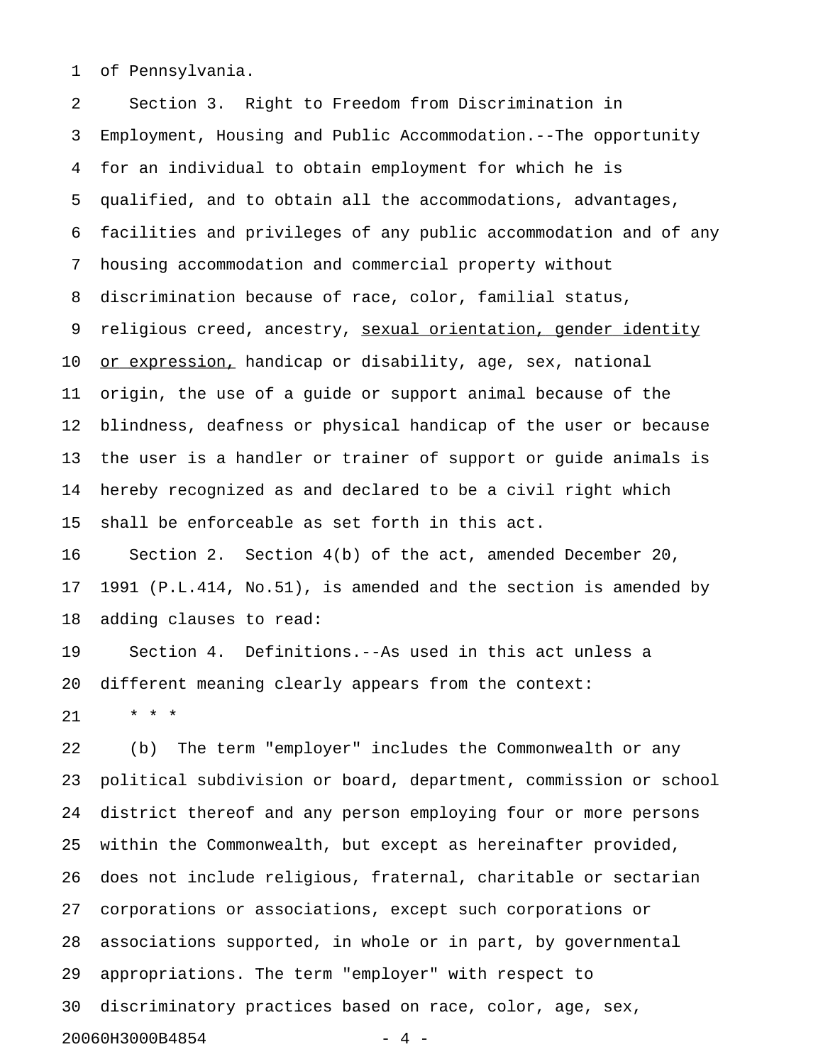of Pennsylvania.

Section 3. Right to Freedom from Discrimination in Employment, Housing and Public Accommodation.--The opportunity for an individual to obtain employment for which he is qualified, and to obtain all the accommodations, advantages, facilities and privileges of any public accommodation and of any housing accommodation and commercial property without discrimination because of race, color, familial status, religious creed, ancestry, <u>sexual orientation, gender identity or expression,</u> handicap or disability, age, sex, national origin, the use of a guide or support animal because of the blindness, deafness or physical handicap of the user or because the user is a handler or trainer of support or guide animals is hereby recognized as and declared to be a civil right which shall be enforceable as set forth in this act.

Section 2. Section 4(b) of the act, amended December 20, 1991 (P.L.414, No.51), is amended and the section is amended by adding clauses to read:

Section 4. Definitions.--As used in this act unless a different meaning clearly appears from the context:

\* \* \*

(b) The term "employer" includes the Commonwealth or any political subdivision or board, department, commission or school district thereof and any person employing four or more persons within the Commonwealth, but except as hereinafter provided, does not include religious, fraternal, charitable or sectarian corporations or associations, except such corporations or associations supported, in whole or in part, by governmental appropriations. The term "employer" with respect to discriminatory practices based on race, color, age, sex,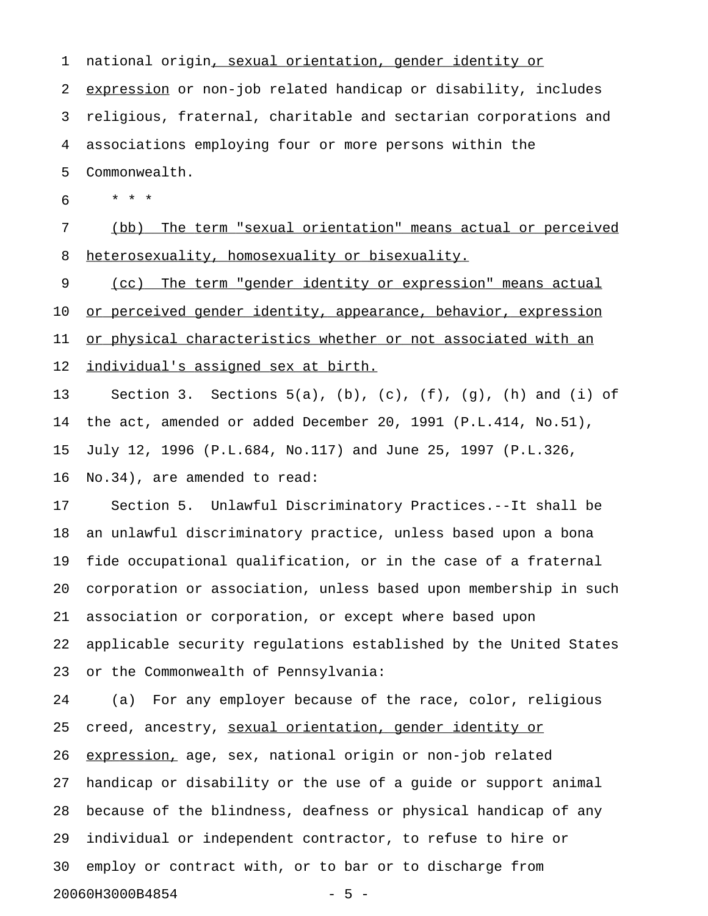national origin, sexual orientation, gender identity or expression or non-job related handicap or disability, includes religious, fraternal, charitable and sectarian corporations and associations employing four or more persons within the Commonwealth.

\* \* \*

(bb) The term "sexual orientation" means actual or perceived heterosexuality, homosexuality or bisexuality.

(cc) The term "gender identity or expression" means actual or perceived gender identity, appearance, behavior, expression or physical characteristics whether or not associated with an individual's assigned sex at birth.

Section 3. Sections 5(a), (b), (c), (f), (g), (h) and (i) of the act, amended or added December 20, 1991 (P.L.414, No.51), July 12, 1996 (P.L.684, No.117) and June 25, 1997 (P.L.326, No.34), are amended to read:

Section 5. Unlawful Discriminatory Practices.--It shall be an unlawful discriminatory practice, unless based upon a bona fide occupational qualification, or in the case of a fraternal corporation or association, unless based upon membership in such association or corporation, or except where based upon applicable security regulations established by the United States or the Commonwealth of Pennsylvania:

(a) For any employer because of the race, color, religious creed, ancestry, sexual orientation, gender identity or expression, age, sex, national origin or non-job related handicap or disability or the use of a guide or support animal because of the blindness, deafness or physical handicap of any individual or independent contractor, to refuse to hire or employ or contract with, or to bar or to discharge from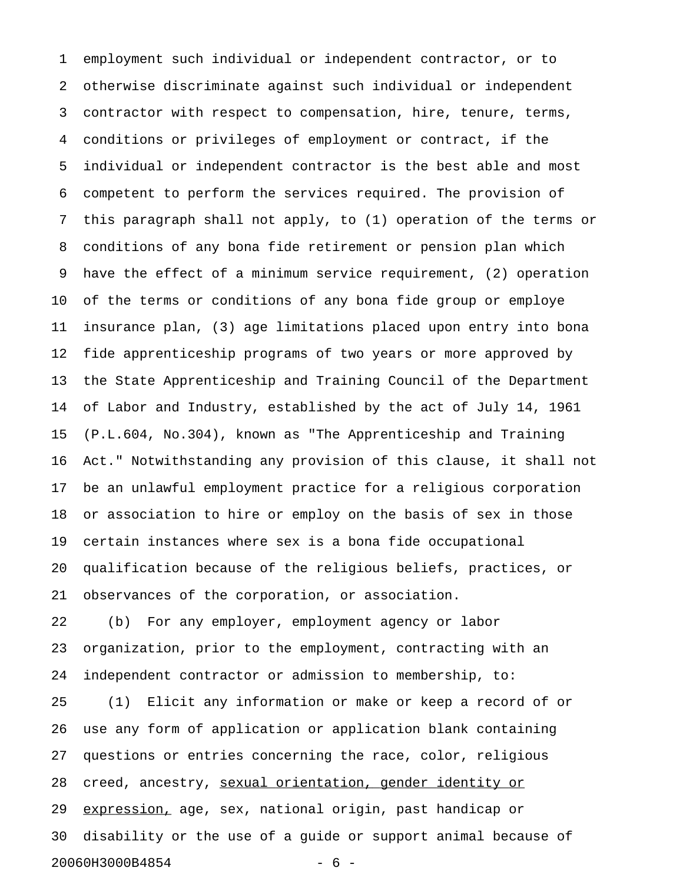employment such individual or independent contractor, or to otherwise discriminate against such individual or independent contractor with respect to compensation, hire, tenure, terms, conditions or privileges of employment or contract, if the individual or independent contractor is the best able and most competent to perform the services required. The provision of this paragraph shall not apply, to (1) operation of the terms or conditions of any bona fide retirement or pension plan which have the effect of a minimum service requirement, (2) operation of the terms or conditions of any bona fide group or employe insurance plan, (3) age limitations placed upon entry into bona fide apprenticeship programs of two years or more approved by the State Apprenticeship and Training Council of the Department of Labor and Industry, established by the act of July 14, 1961 (P.L.604, No.304), known as "The Apprenticeship and Training Act." Notwithstanding any provision of this clause, it shall not be an unlawful employment practice for a religious corporation or association to hire or employ on the basis of sex in those certain instances where sex is a bona fide occupational qualification because of the religious beliefs, practices, or observances of the corporation, or association.

(b) For any employer, employment agency or labor organization, prior to the employment, contracting with an independent contractor or admission to membership, to:

(1) Elicit any information or make or keep a record of or use any form of application or application blank containing questions or entries concerning the race, color, religious creed, ancestry, <u>sexual orientation, gender identity or expression,</u> age, sex, national origin, past handicap or disability or the use of a guide or support animal because of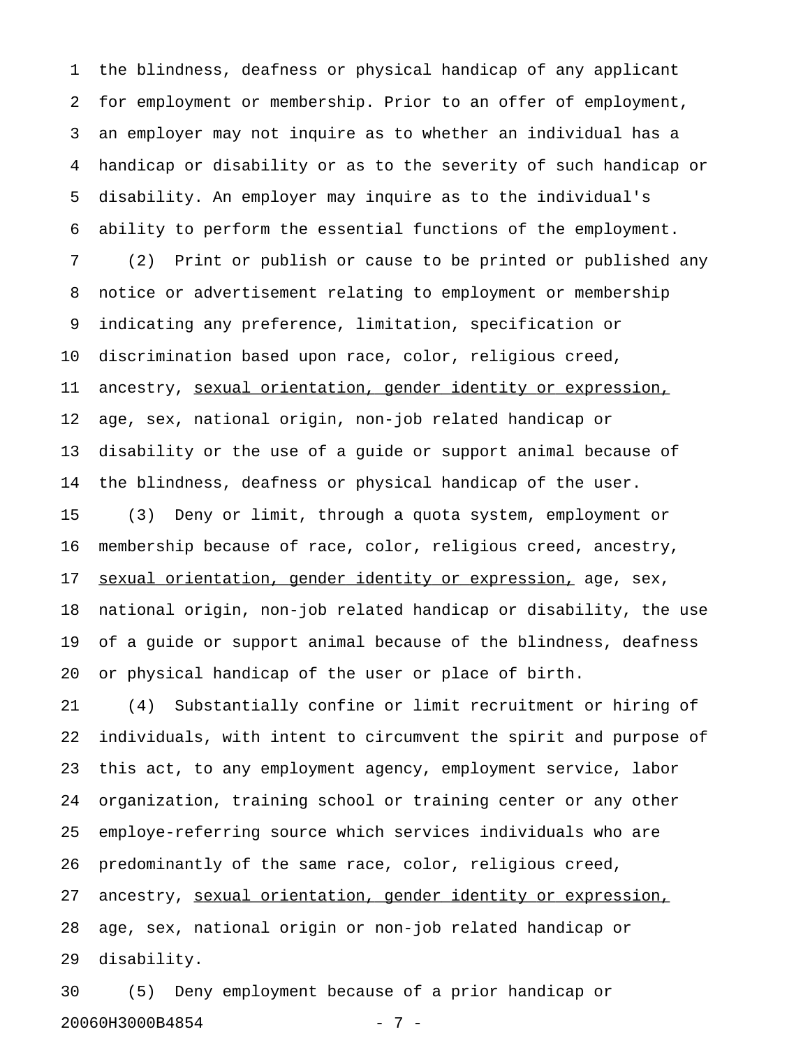the blindness, deafness or physical handicap of any applicant for employment or membership. Prior to an offer of employment, an employer may not inquire as to whether an individual has a handicap or disability or as to the severity of such handicap or disability. An employer may inquire as to the individual's ability to perform the essential functions of the employment.

(2) Print or publish or cause to be printed or published any notice or advertisement relating to employment or membership indicating any preference, limitation, specification or discrimination based upon race, color, religious creed, ancestry, <u>sexual orientation, gender identity or expression,</u> age, sex, national origin, non-job related handicap or disability or the use of a guide or support animal because of the blindness, deafness or physical handicap of the user.

(3) Deny or limit, through a quota system, employment or membership because of race, color, religious creed, ancestry, <u>sexual orientation, gender identity or expression,</u> age, sex, national origin, non-job related handicap or disability, the use of a guide or support animal because of the blindness, deafness or physical handicap of the user or place of birth.

(4) Substantially confine or limit recruitment or hiring of individuals, with intent to circumvent the spirit and purpose of this act, to any employment agency, employment service, labor organization, training school or training center or any other employe-referring source which services individuals who are predominantly of the same race, color, religious creed, ancestry, <u>sexual orientation, gender identity or expression,</u> age, sex, national origin or non-job related handicap or disability.

(5) Deny employment because of a prior handicap or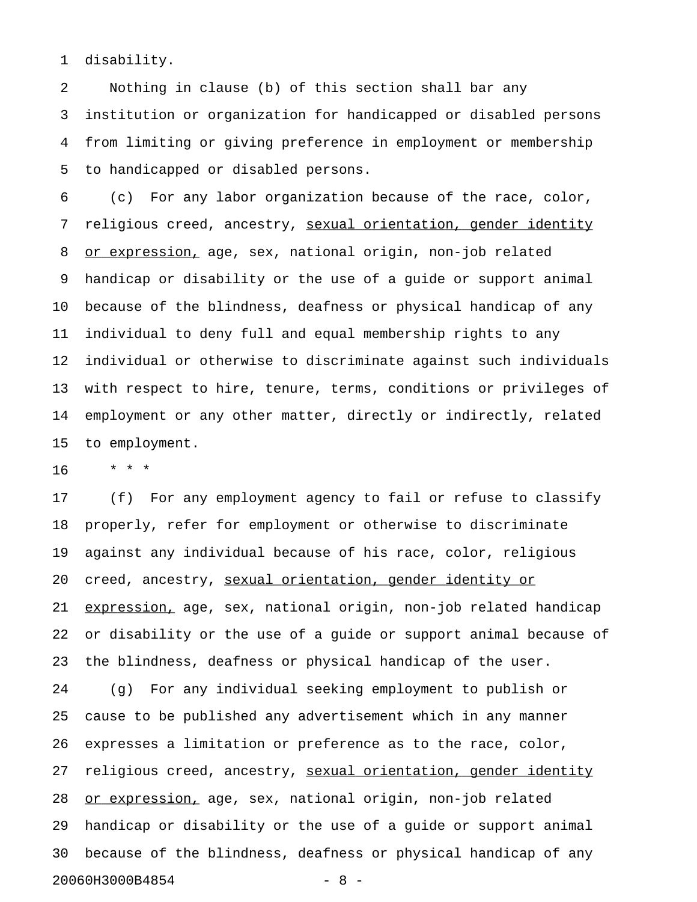disability.

Nothing in clause (b) of this section shall bar any institution or organization for handicapped or disabled persons from limiting or giving preference in employment or membership to handicapped or disabled persons.

(c) For any labor organization because of the race, color, religious creed, ancestry, <u>sexual orientation, gender identity or expression,</u> age, sex, national origin, non-job related handicap or disability or the use of a guide or support animal because of the blindness, deafness or physical handicap of any individual to deny full and equal membership rights to any individual or otherwise to discriminate against such individuals with respect to hire, tenure, terms, conditions or privileges of employment or any other matter, directly or indirectly, related to employment.

\* \* \*

(f) For any employment agency to fail or refuse to classify properly, refer for employment or otherwise to discriminate against any individual because of his race, color, religious creed, ancestry, <u>sexual orientation, gender identity or expression,</u> age, sex, national origin, non-job related handicap or disability or the use of a guide or support animal because of the blindness, deafness or physical handicap of the user.

(g) For any individual seeking employment to publish or cause to be published any advertisement which in any manner expresses a limitation or preference as to the race, color, religious creed, ancestry, <u>sexual orientation, gender identity or expression,</u> age, sex, national origin, non-job related handicap or disability or the use of a guide or support animal because of the blindness, deafness or physical handicap of any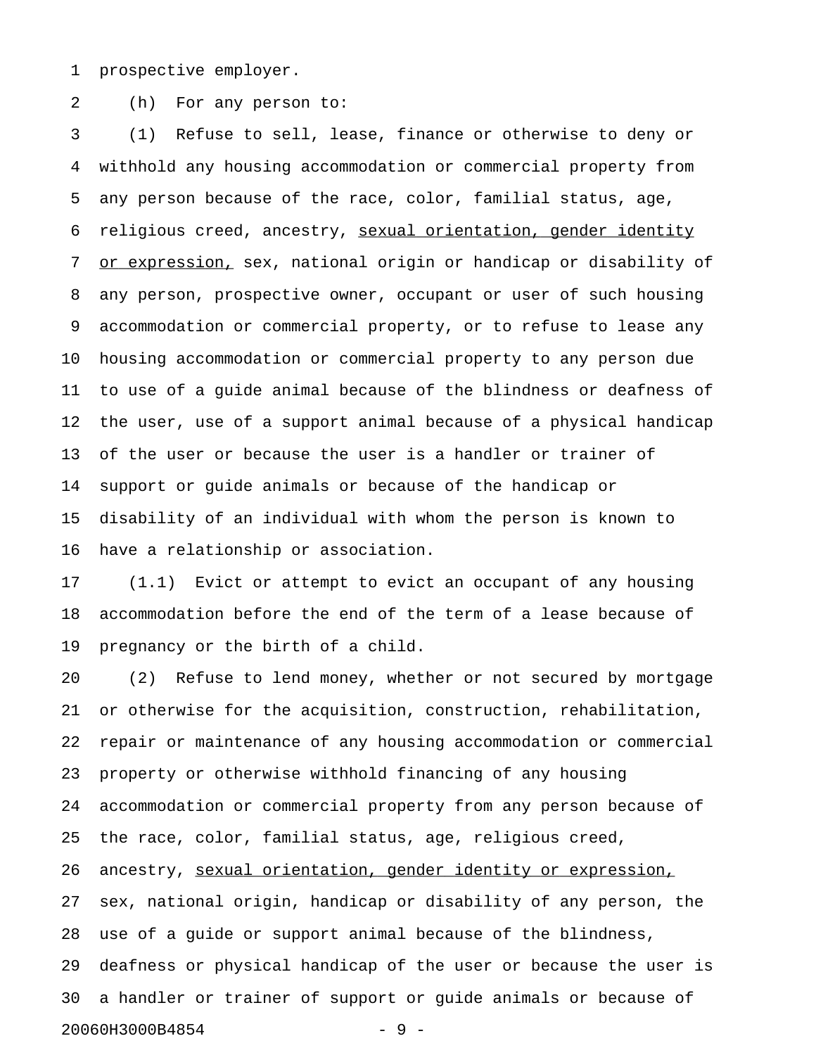prospective employer.

(h) For any person to:

(1) Refuse to sell, lease, finance or otherwise to deny or withhold any housing accommodation or commercial property from any person because of the race, color, familial status, age, religious creed, ancestry, <u>sexual orientation, gender identity or expression,</u> sex, national origin or handicap or disability of any person, prospective owner, occupant or user of such housing accommodation or commercial property, or to refuse to lease any housing accommodation or commercial property to any person due to use of a guide animal because of the blindness or deafness of the user, use of a support animal because of a physical handicap of the user or because the user is a handler or trainer of support or guide animals or because of the handicap or disability of an individual with whom the person is known to have a relationship or association.

(1.1) Evict or attempt to evict an occupant of any housing accommodation before the end of the term of a lease because of pregnancy or the birth of a child.

(2) Refuse to lend money, whether or not secured by mortgage or otherwise for the acquisition, construction, rehabilitation, repair or maintenance of any housing accommodation or commercial property or otherwise withhold financing of any housing accommodation or commercial property from any person because of the race, color, familial status, age, religious creed, ancestry, <u>sexual orientation, gender identity or expression,</u> sex, national origin, handicap or disability of any person, the use of a guide or support animal because of the blindness, deafness or physical handicap of the user or because the user is a handler or trainer of support or guide animals or because of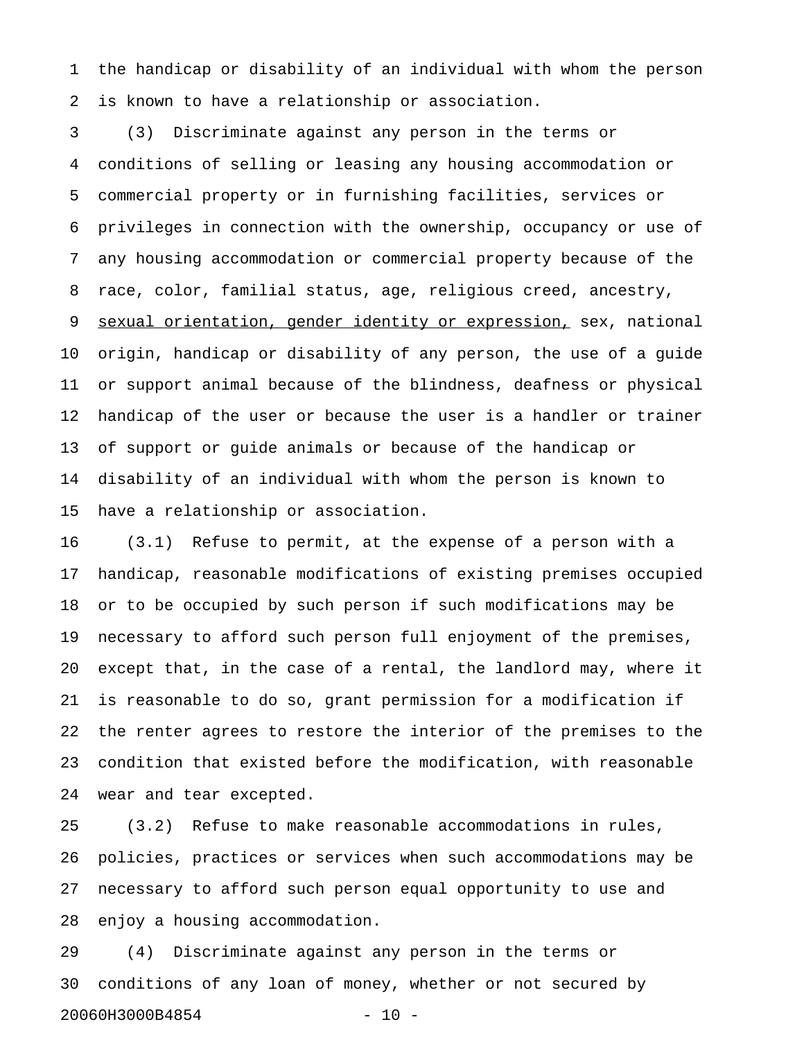the handicap or disability of an individual with whom the person is known to have a relationship or association.

(3) Discriminate against any person in the terms or conditions of selling or leasing any housing accommodation or commercial property or in furnishing facilities, services or privileges in connection with the ownership, occupancy or use of any housing accommodation or commercial property because of the race, color, familial status, age, religious creed, ancestry, <u>sexual orientation, gender identity or expression,</u> sex, national origin, handicap or disability of any person, the use of a guide or support animal because of the blindness, deafness or physical handicap of the user or because the user is a handler or trainer of support or guide animals or because of the handicap or disability of an individual with whom the person is known to have a relationship or association.

(3.1) Refuse to permit, at the expense of a person with a handicap, reasonable modifications of existing premises occupied or to be occupied by such person if such modifications may be necessary to afford such person full enjoyment of the premises, except that, in the case of a rental, the landlord may, where it is reasonable to do so, grant permission for a modification if the renter agrees to restore the interior of the premises to the condition that existed before the modification, with reasonable wear and tear excepted.

(3.2) Refuse to make reasonable accommodations in rules, policies, practices or services when such accommodations may be necessary to afford such person equal opportunity to use and enjoy a housing accommodation.

(4) Discriminate against any person in the terms or conditions of any loan of money, whether or not secured by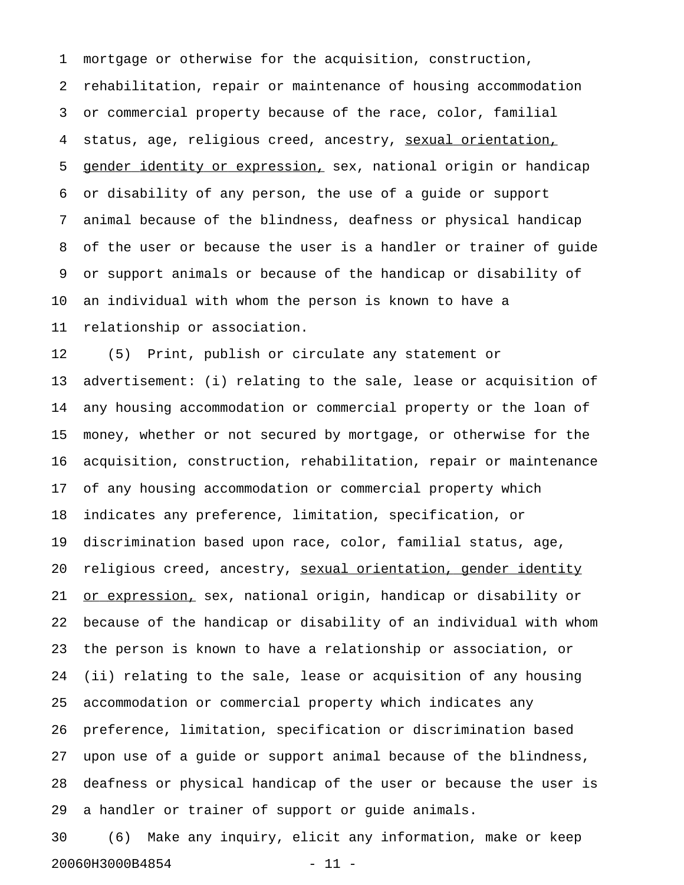mortgage or otherwise for the acquisition, construction, rehabilitation, repair or maintenance of housing accommodation or commercial property because of the race, color, familial status, age, religious creed, ancestry, <u>sexual orientation, gender identity or expression,</u> sex, national origin or handicap or disability of any person, the use of a guide or support animal because of the blindness, deafness or physical handicap of the user or because the user is a handler or trainer of guide or support animals or because of the handicap or disability of an individual with whom the person is known to have a relationship or association.

(5) Print, publish or circulate any statement or advertisement: (i) relating to the sale, lease or acquisition of any housing accommodation or commercial property or the loan of money, whether or not secured by mortgage, or otherwise for the acquisition, construction, rehabilitation, repair or maintenance of any housing accommodation or commercial property which indicates any preference, limitation, specification, or discrimination based upon race, color, familial status, age, religious creed, ancestry, <u>sexual orientation, gender identity or expression,</u> sex, national origin, handicap or disability or because of the handicap or disability of an individual with whom the person is known to have a relationship or association, or (ii) relating to the sale, lease or acquisition of any housing accommodation or commercial property which indicates any preference, limitation, specification or discrimination based upon use of a guide or support animal because of the blindness, deafness or physical handicap of the user or because the user is a handler or trainer of support or guide animals.

(6) Make any inquiry, elicit any information, make or keep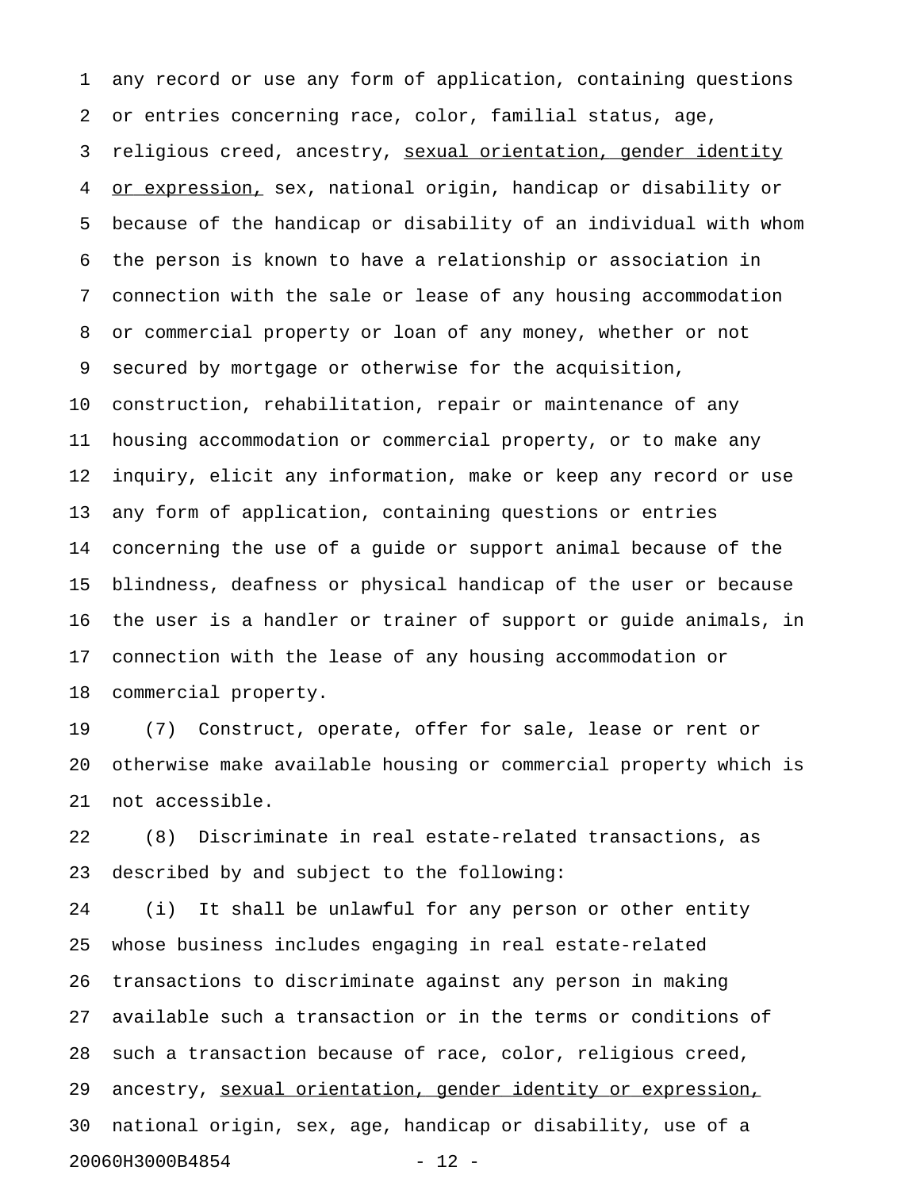any record or use any form of application, containing questions or entries concerning race, color, familial status, age, religious creed, ancestry, <u>sexual orientation, gender identity or expression,</u> sex, national origin, handicap or disability or because of the handicap or disability of an individual with whom the person is known to have a relationship or association in connection with the sale or lease of any housing accommodation or commercial property or loan of any money, whether or not secured by mortgage or otherwise for the acquisition, construction, rehabilitation, repair or maintenance of any housing accommodation or commercial property, or to make any inquiry, elicit any information, make or keep any record or use any form of application, containing questions or entries concerning the use of a guide or support animal because of the blindness, deafness or physical handicap of the user or because the user is a handler or trainer of support or guide animals, in connection with the lease of any housing accommodation or commercial property.

(7) Construct, operate, offer for sale, lease or rent or otherwise make available housing or commercial property which is not accessible.

(8) Discriminate in real estate-related transactions, as described by and subject to the following:

(i) It shall be unlawful for any person or other entity whose business includes engaging in real estate-related transactions to discriminate against any person in making available such a transaction or in the terms or conditions of such a transaction because of race, color, religious creed, ancestry, <u>sexual orientation, gender identity or expression,</u> national origin, sex, age, handicap or disability, use of a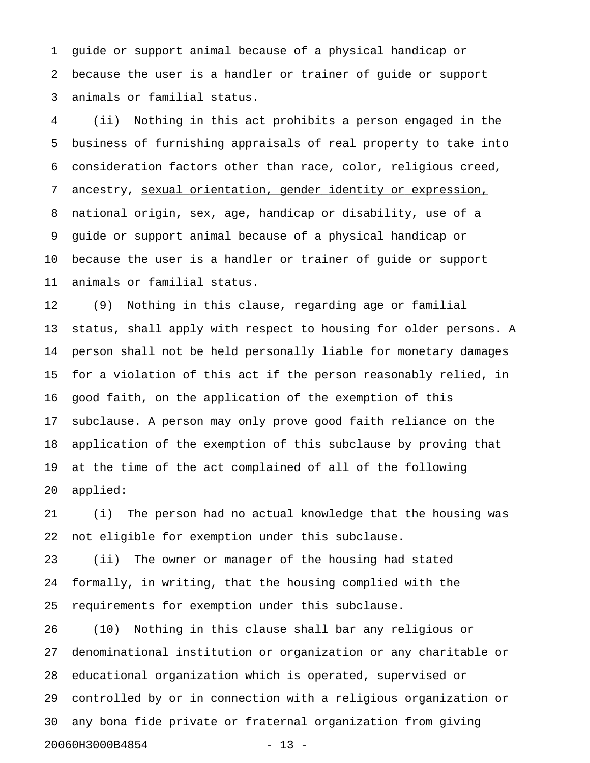guide or support animal because of a physical handicap or because the user is a handler or trainer of guide or support animals or familial status.

(ii) Nothing in this act prohibits a person engaged in the business of furnishing appraisals of real property to take into consideration factors other than race, color, religious creed, ancestry, <u>sexual orientation, gender identity or expression,</u> national origin, sex, age, handicap or disability, use of a guide or support animal because of a physical handicap or because the user is a handler or trainer of guide or support animals or familial status.

(9) Nothing in this clause, regarding age or familial status, shall apply with respect to housing for older persons. A person shall not be held personally liable for monetary damages for a violation of this act if the person reasonably relied, in good faith, on the application of the exemption of this subclause. A person may only prove good faith reliance on the application of the exemption of this subclause by proving that at the time of the act complained of all of the following applied:

(i) The person had no actual knowledge that the housing was not eligible for exemption under this subclause.

(ii) The owner or manager of the housing had stated formally, in writing, that the housing complied with the requirements for exemption under this subclause.

(10) Nothing in this clause shall bar any religious or denominational institution or organization or any charitable or educational organization which is operated, supervised or controlled by or in connection with a religious organization or any bona fide private or fraternal organization from giving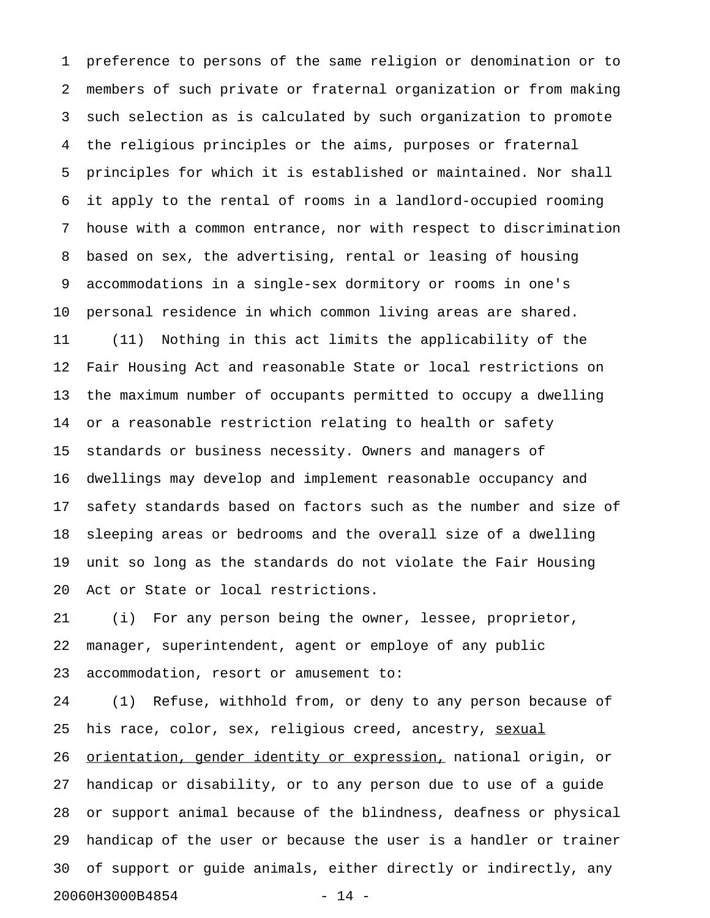preference to persons of the same religion or denomination or to members of such private or fraternal organization or from making such selection as is calculated by such organization to promote the religious principles or the aims, purposes or fraternal principles for which it is established or maintained. Nor shall it apply to the rental of rooms in a landlord-occupied rooming house with a common entrance, nor with respect to discrimination based on sex, the advertising, rental or leasing of housing accommodations in a single-sex dormitory or rooms in one's personal residence in which common living areas are shared.

(11) Nothing in this act limits the applicability of the Fair Housing Act and reasonable State or local restrictions on the maximum number of occupants permitted to occupy a dwelling or a reasonable restriction relating to health or safety standards or business necessity. Owners and managers of dwellings may develop and implement reasonable occupancy and safety standards based on factors such as the number and size of sleeping areas or bedrooms and the overall size of a dwelling unit so long as the standards do not violate the Fair Housing Act or State or local restrictions.

(i) For any person being the owner, lessee, proprietor, manager, superintendent, agent or employe of any public accommodation, resort or amusement to:

(1) Refuse, withhold from, or deny to any person because of his race, color, sex, religious creed, ancestry, <u>sexual orientation, gender identity or expression,</u> national origin, or handicap or disability, or to any person due to use of a guide or support animal because of the blindness, deafness or physical handicap of the user or because the user is a handler or trainer of support or guide animals, either directly or indirectly, any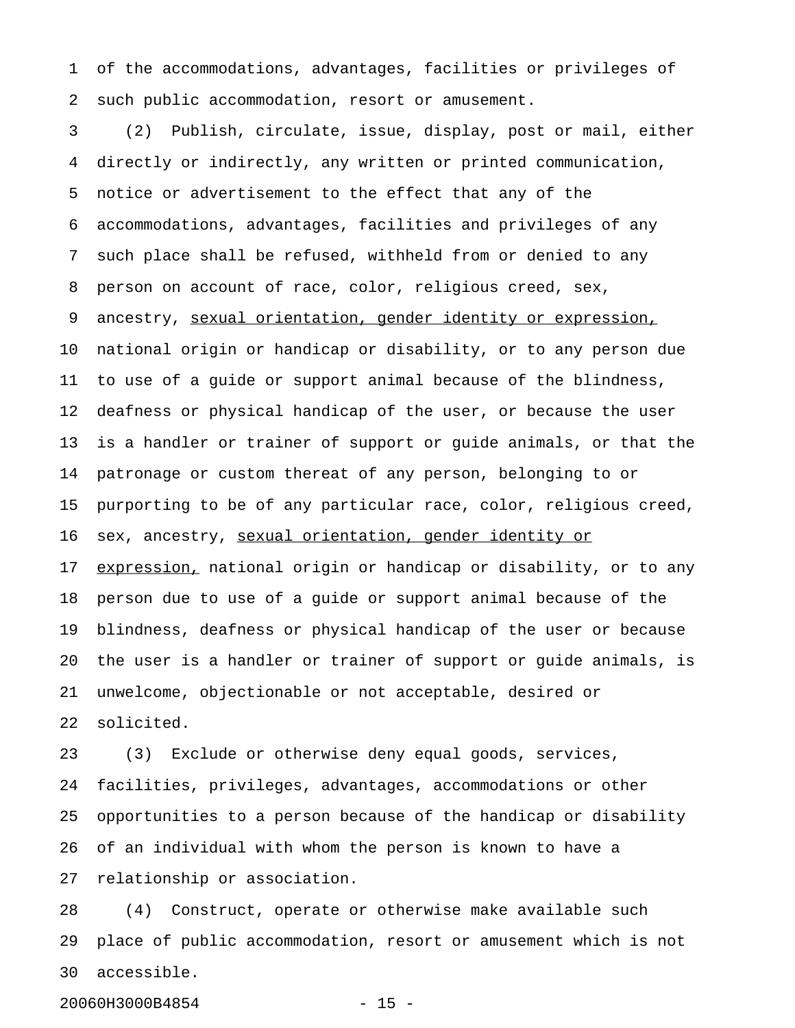of the accommodations, advantages, facilities or privileges of such public accommodation, resort or amusement.

(2) Publish, circulate, issue, display, post or mail, either directly or indirectly, any written or printed communication, notice or advertisement to the effect that any of the accommodations, advantages, facilities and privileges of any such place shall be refused, withheld from or denied to any person on account of race, color, religious creed, sex, ancestry, <u>sexual orientation, gender identity or expression,</u> national origin or handicap or disability, or to any person due to use of a guide or support animal because of the blindness, deafness or physical handicap of the user, or because the user is a handler or trainer of support or guide animals, or that the patronage or custom thereat of any person, belonging to or purporting to be of any particular race, color, religious creed, sex, ancestry, <u>sexual orientation, gender identity or expression,</u> national origin or handicap or disability, or to any person due to use of a guide or support animal because of the blindness, deafness or physical handicap of the user or because the user is a handler or trainer of support or guide animals, is unwelcome, objectionable or not acceptable, desired or solicited.

(3) Exclude or otherwise deny equal goods, services, facilities, privileges, advantages, accommodations or other opportunities to a person because of the handicap or disability of an individual with whom the person is known to have a relationship or association.

(4) Construct, operate or otherwise make available such place of public accommodation, resort or amusement which is not accessible.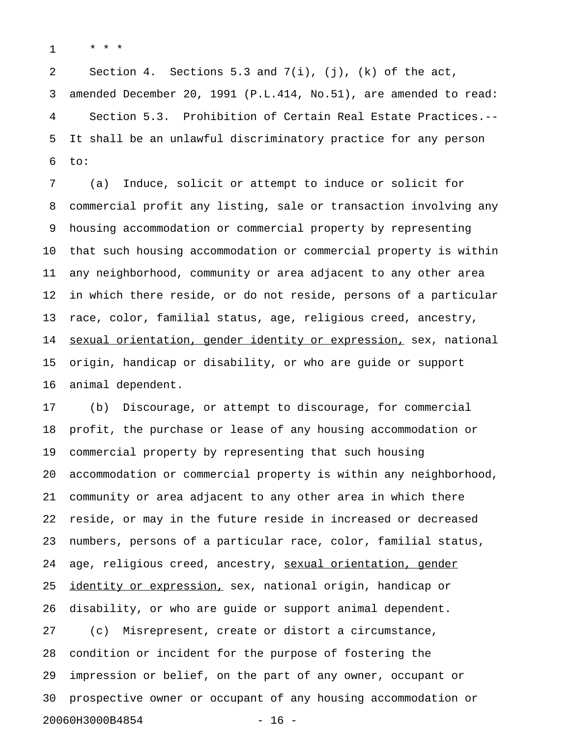\* \* \*

Section 4. Sections 5.3 and 7(i), (j), (k) of the act, amended December 20, 1991 (P.L.414, No.51), are amended to read:

Section 5.3. Prohibition of Certain Real Estate Practices.-- It shall be an unlawful discriminatory practice for any person to:

(a) Induce, solicit or attempt to induce or solicit for commercial profit any listing, sale or transaction involving any housing accommodation or commercial property by representing that such housing accommodation or commercial property is within any neighborhood, community or area adjacent to any other area in which there reside, or do not reside, persons of a particular race, color, familial status, age, religious creed, ancestry, <u>sexual orientation, gender identity or expression,</u> sex, national origin, handicap or disability, or who are guide or support animal dependent.

(b) Discourage, or attempt to discourage, for commercial profit, the purchase or lease of any housing accommodation or commercial property by representing that such housing accommodation or commercial property is within any neighborhood, community or area adjacent to any other area in which there reside, or may in the future reside in increased or decreased numbers, persons of a particular race, color, familial status, age, religious creed, ancestry, <u>sexual orientation, gender identity or expression,</u> sex, national origin, handicap or disability, or who are guide or support animal dependent.

(c) Misrepresent, create or distort a circumstance, condition or incident for the purpose of fostering the impression or belief, on the part of any owner, occupant or prospective owner or occupant of any housing accommodation or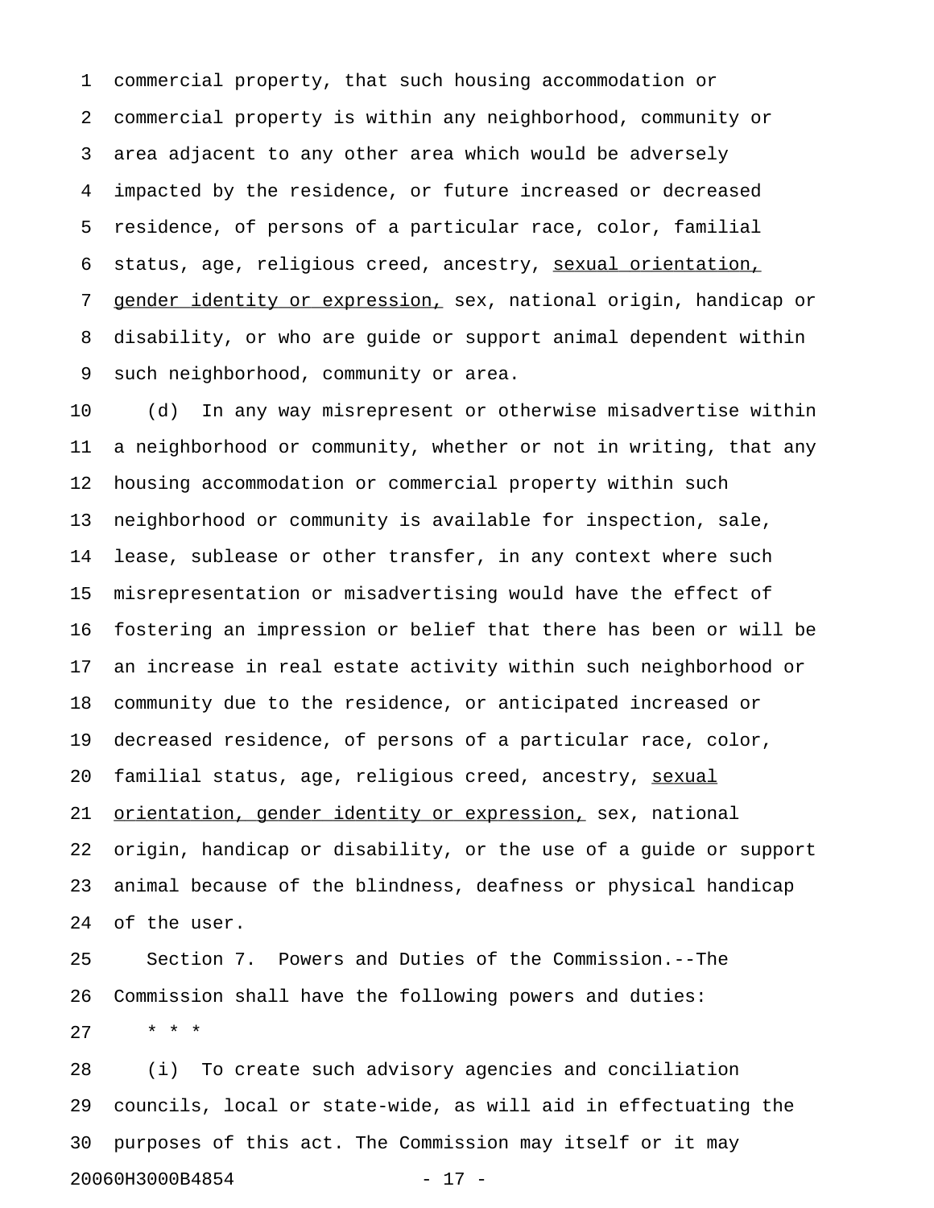commercial property, that such housing accommodation or commercial property is within any neighborhood, community or area adjacent to any other area which would be adversely impacted by the residence, or future increased or decreased residence, of persons of a particular race, color, familial status, age, religious creed, ancestry, <u>sexual orientation, gender identity or expression,</u> sex, national origin, handicap or disability, or who are guide or support animal dependent within such neighborhood, community or area.

(d) In any way misrepresent or otherwise misadvertise within a neighborhood or community, whether or not in writing, that any housing accommodation or commercial property within such neighborhood or community is available for inspection, sale, lease, sublease or other transfer, in any context where such misrepresentation or misadvertising would have the effect of fostering an impression or belief that there has been or will be an increase in real estate activity within such neighborhood or community due to the residence, or anticipated increased or decreased residence, of persons of a particular race, color, familial status, age, religious creed, ancestry, <u>sexual orientation, gender identity or expression,</u> sex, national origin, handicap or disability, or the use of a guide or support animal because of the blindness, deafness or physical handicap of the user.

Section 7. Powers and Duties of the Commission.--The Commission shall have the following powers and duties:

\* \* \*

(i) To create such advisory agencies and conciliation councils, local or state-wide, as will aid in effectuating the purposes of this act. The Commission may itself or it may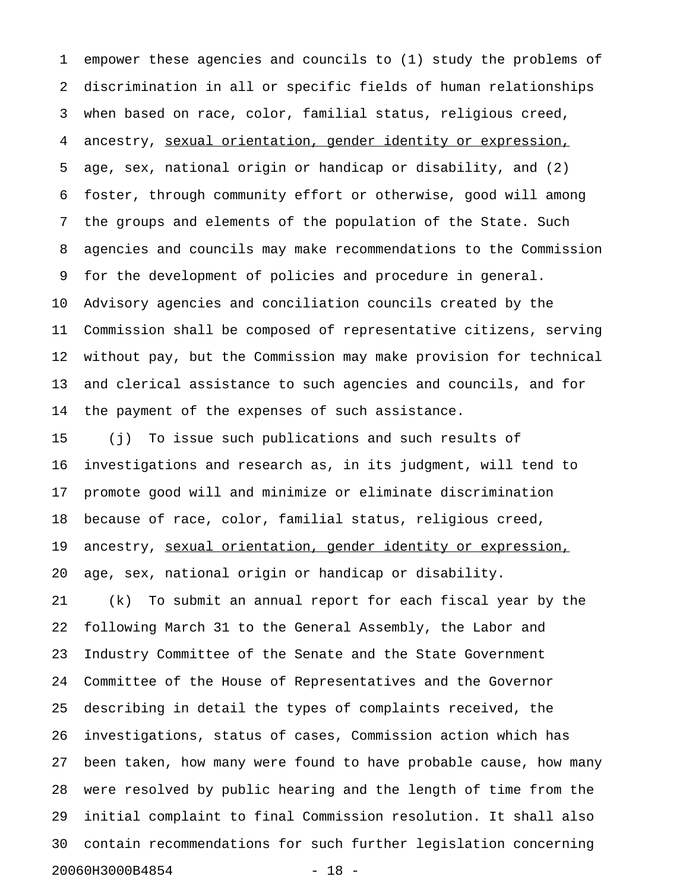empower these agencies and councils to (1) study the problems of discrimination in all or specific fields of human relationships when based on race, color, familial status, religious creed, ancestry, <u>sexual orientation, gender identity or expression,</u> age, sex, national origin or handicap or disability, and (2) foster, through community effort or otherwise, good will among the groups and elements of the population of the State. Such agencies and councils may make recommendations to the Commission for the development of policies and procedure in general. Advisory agencies and conciliation councils created by the Commission shall be composed of representative citizens, serving without pay, but the Commission may make provision for technical and clerical assistance to such agencies and councils, and for the payment of the expenses of such assistance.

(j) To issue such publications and such results of investigations and research as, in its judgment, will tend to promote good will and minimize or eliminate discrimination because of race, color, familial status, religious creed, ancestry, <u>sexual orientation, gender identity or expression,</u> age, sex, national origin or handicap or disability.

(k) To submit an annual report for each fiscal year by the following March 31 to the General Assembly, the Labor and Industry Committee of the Senate and the State Government Committee of the House of Representatives and the Governor describing in detail the types of complaints received, the investigations, status of cases, Commission action which has been taken, how many were found to have probable cause, how many were resolved by public hearing and the length of time from the initial complaint to final Commission resolution. It shall also contain recommendations for such further legislation concerning

20060H3000B4854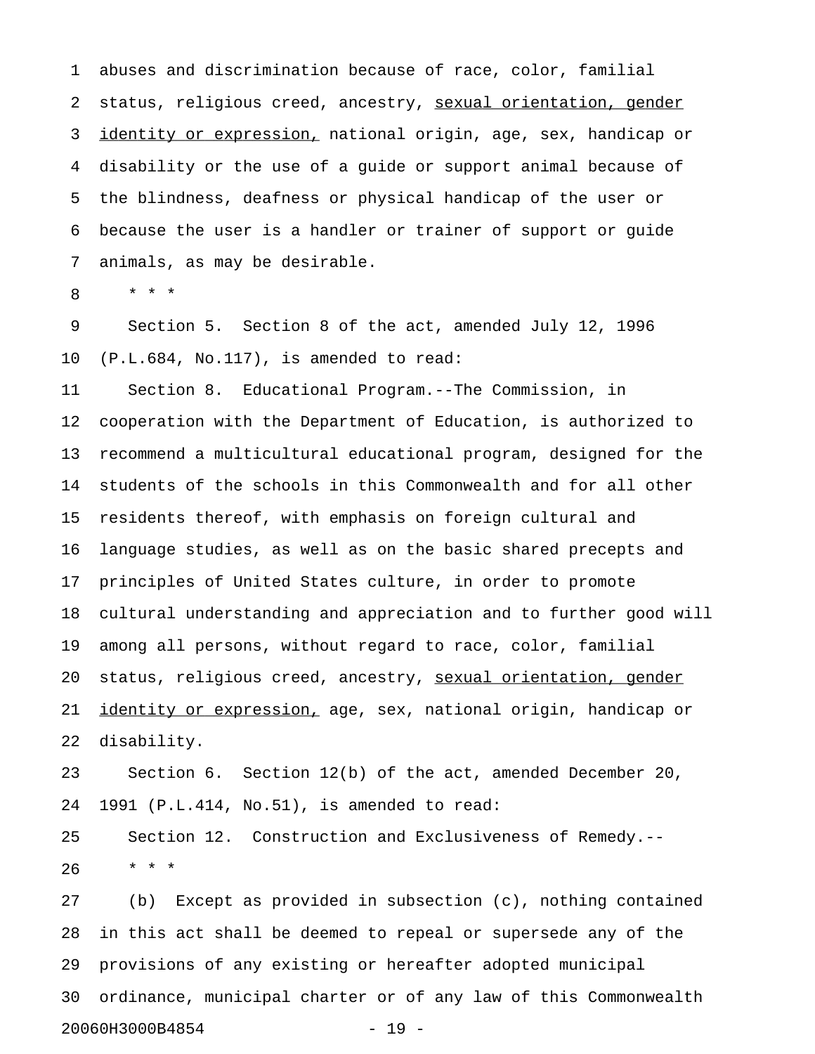abuses and discrimination because of race, color, familial status, religious creed, ancestry, <u>sexual orientation, gender identity or expression,</u> national origin, age, sex, handicap or disability or the use of a guide or support animal because of the blindness, deafness or physical handicap of the user or because the user is a handler or trainer of support or guide animals, as may be desirable.

\* \* \*

Section 5. Section 8 of the act, amended July 12, 1996 (P.L.684, No.117), is amended to read:

Section 8. Educational Program.--The Commission, in cooperation with the Department of Education, is authorized to recommend a multicultural educational program, designed for the students of the schools in this Commonwealth and for all other residents thereof, with emphasis on foreign cultural and language studies, as well as on the basic shared precepts and principles of United States culture, in order to promote cultural understanding and appreciation and to further good will among all persons, without regard to race, color, familial status, religious creed, ancestry, <u>sexual orientation, gender identity or expression,</u> age, sex, national origin, handicap or disability.

Section 6. Section 12(b) of the act, amended December 20, 1991 (P.L.414, No.51), is amended to read:

Section 12. Construction and Exclusiveness of Remedy.--

\* \* \*

(b) Except as provided in subsection (c), nothing contained in this act shall be deemed to repeal or supersede any of the provisions of any existing or hereafter adopted municipal ordinance, municipal charter or of any law of this Commonwealth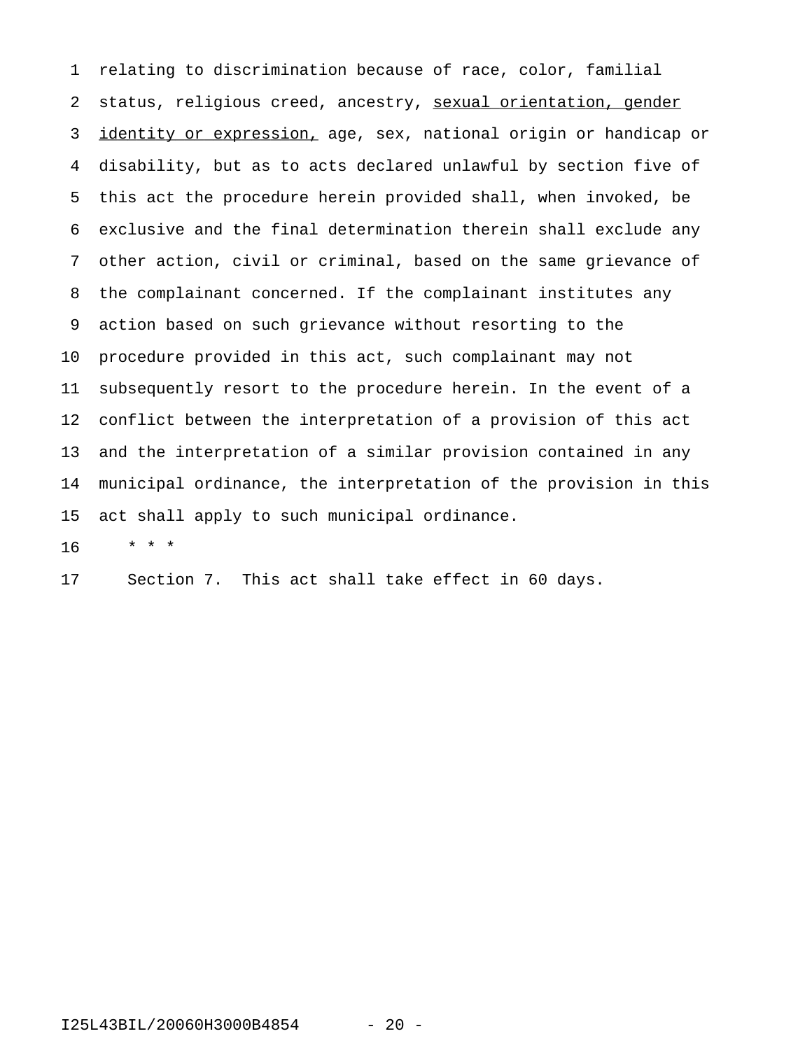relating to discrimination because of race, color, familial status, religious creed, ancestry, <u>sexual orientation, gender identity or expression,</u> age, sex, national origin or handicap or disability, but as to acts declared unlawful by section five of this act the procedure herein provided shall, when invoked, be exclusive and the final determination therein shall exclude any other action, civil or criminal, based on the same grievance of the complainant concerned. If the complainant institutes any action based on such grievance without resorting to the procedure provided in this act, such complainant may not subsequently resort to the procedure herein. In the event of a conflict between the interpretation of a provision of this act and the interpretation of a similar provision contained in any municipal ordinance, the interpretation of the provision in this act shall apply to such municipal ordinance.

* * *

Section 7. This act shall take effect in 60 days.